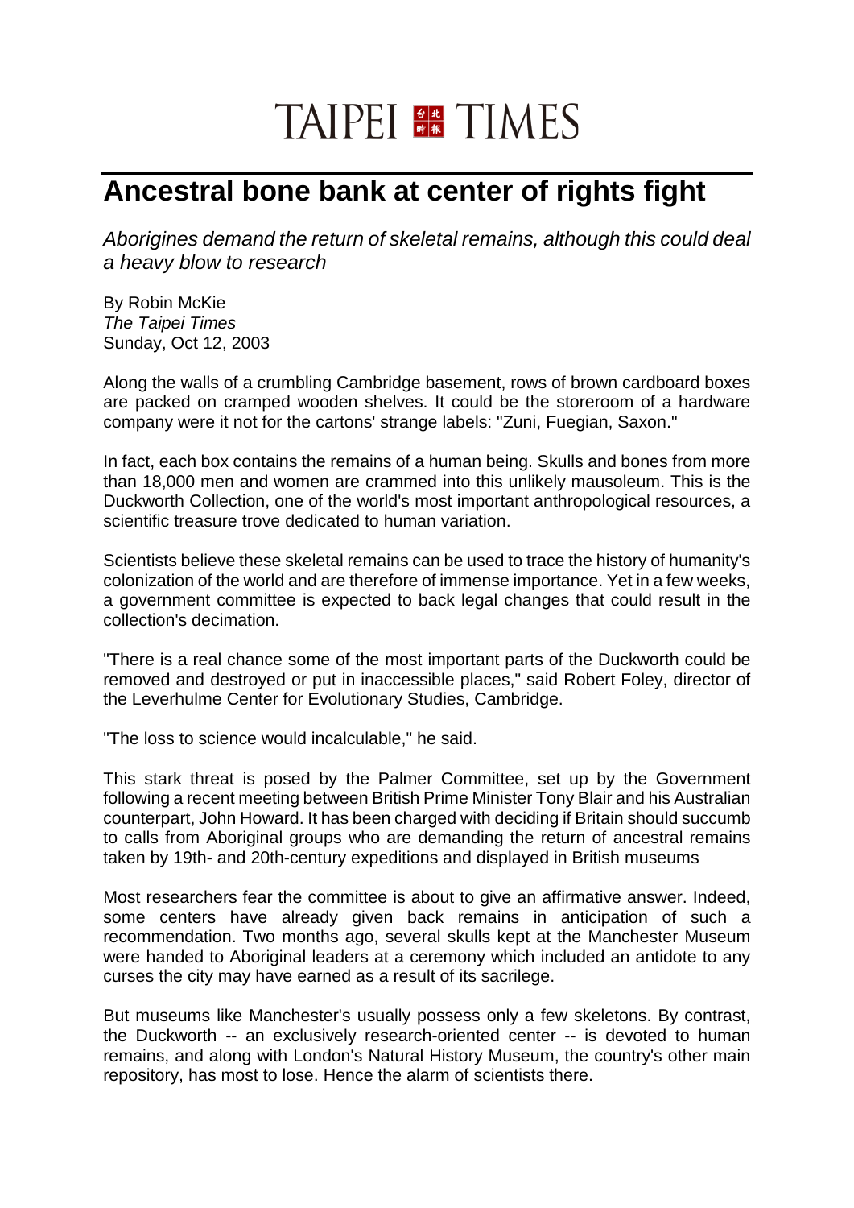# TAIPEI TIMES

## Ancestral bone bank at center of rights fight

*Aborigines demand the return of skeletal remains, although this could deal a heavy blow to research*

By Robin McKie
*The Taipei Times*
Sunday, Oct 12, 2003

Along the walls of a crumbling Cambridge basement, rows of brown cardboard boxes are packed on cramped wooden shelves. It could be the storeroom of a hardware company were it not for the cartons' strange labels: "Zuni, Fuegian, Saxon."

In fact, each box contains the remains of a human being. Skulls and bones from more than 18,000 men and women are crammed into this unlikely mausoleum. This is the Duckworth Collection, one of the world's most important anthropological resources, a scientific treasure trove dedicated to human variation.

Scientists believe these skeletal remains can be used to trace the history of humanity's colonization of the world and are therefore of immense importance. Yet in a few weeks, a government committee is expected to back legal changes that could result in the collection's decimation.

"There is a real chance some of the most important parts of the Duckworth could be removed and destroyed or put in inaccessible places," said Robert Foley, director of the Leverhulme Center for Evolutionary Studies, Cambridge.

"The loss to science would incalculable," he said.

This stark threat is posed by the Palmer Committee, set up by the Government following a recent meeting between British Prime Minister Tony Blair and his Australian counterpart, John Howard. It has been charged with deciding if Britain should succumb to calls from Aboriginal groups who are demanding the return of ancestral remains taken by 19th- and 20th-century expeditions and displayed in British museums

Most researchers fear the committee is about to give an affirmative answer. Indeed, some centers have already given back remains in anticipation of such a recommendation. Two months ago, several skulls kept at the Manchester Museum were handed to Aboriginal leaders at a ceremony which included an antidote to any curses the city may have earned as a result of its sacrilege.

But museums like Manchester's usually possess only a few skeletons. By contrast, the Duckworth -- an exclusively research-oriented center -- is devoted to human remains, and along with London's Natural History Museum, the country's other main repository, has most to lose. Hence the alarm of scientists there.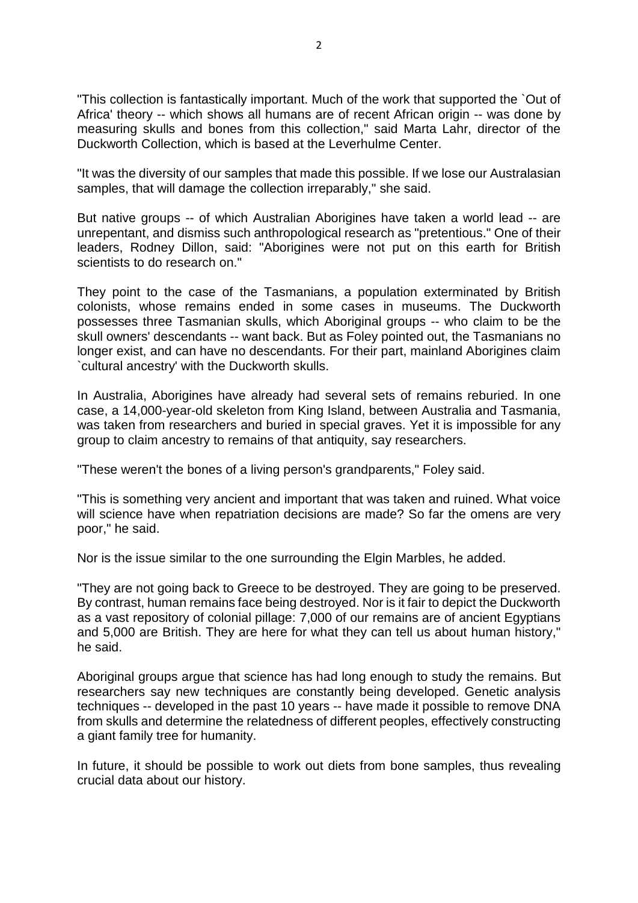"This collection is fantastically important. Much of the work that supported the `Out of Africa' theory -- which shows all humans are of recent African origin -- was done by measuring skulls and bones from this collection," said Marta Lahr, director of the Duckworth Collection, which is based at the Leverhulme Center.

"It was the diversity of our samples that made this possible. If we lose our Australasian samples, that will damage the collection irreparably," she said.

But native groups -- of which Australian Aborigines have taken a world lead -- are unrepentant, and dismiss such anthropological research as "pretentious." One of their leaders, Rodney Dillon, said: "Aborigines were not put on this earth for British scientists to do research on."

They point to the case of the Tasmanians, a population exterminated by British colonists, whose remains ended in some cases in museums. The Duckworth possesses three Tasmanian skulls, which Aboriginal groups -- who claim to be the skull owners' descendants -- want back. But as Foley pointed out, the Tasmanians no longer exist, and can have no descendants. For their part, mainland Aborigines claim `cultural ancestry' with the Duckworth skulls.

In Australia, Aborigines have already had several sets of remains reburied. In one case, a 14,000-year-old skeleton from King Island, between Australia and Tasmania, was taken from researchers and buried in special graves. Yet it is impossible for any group to claim ancestry to remains of that antiquity, say researchers.

"These weren't the bones of a living person's grandparents," Foley said.

"This is something very ancient and important that was taken and ruined. What voice will science have when repatriation decisions are made? So far the omens are very poor," he said.

Nor is the issue similar to the one surrounding the Elgin Marbles, he added.

"They are not going back to Greece to be destroyed. They are going to be preserved. By contrast, human remains face being destroyed. Nor is it fair to depict the Duckworth as a vast repository of colonial pillage: 7,000 of our remains are of ancient Egyptians and 5,000 are British. They are here for what they can tell us about human history," he said.

Aboriginal groups argue that science has had long enough to study the remains. But researchers say new techniques are constantly being developed. Genetic analysis techniques -- developed in the past 10 years -- have made it possible to remove DNA from skulls and determine the relatedness of different peoples, effectively constructing a giant family tree for humanity.

In future, it should be possible to work out diets from bone samples, thus revealing crucial data about our history.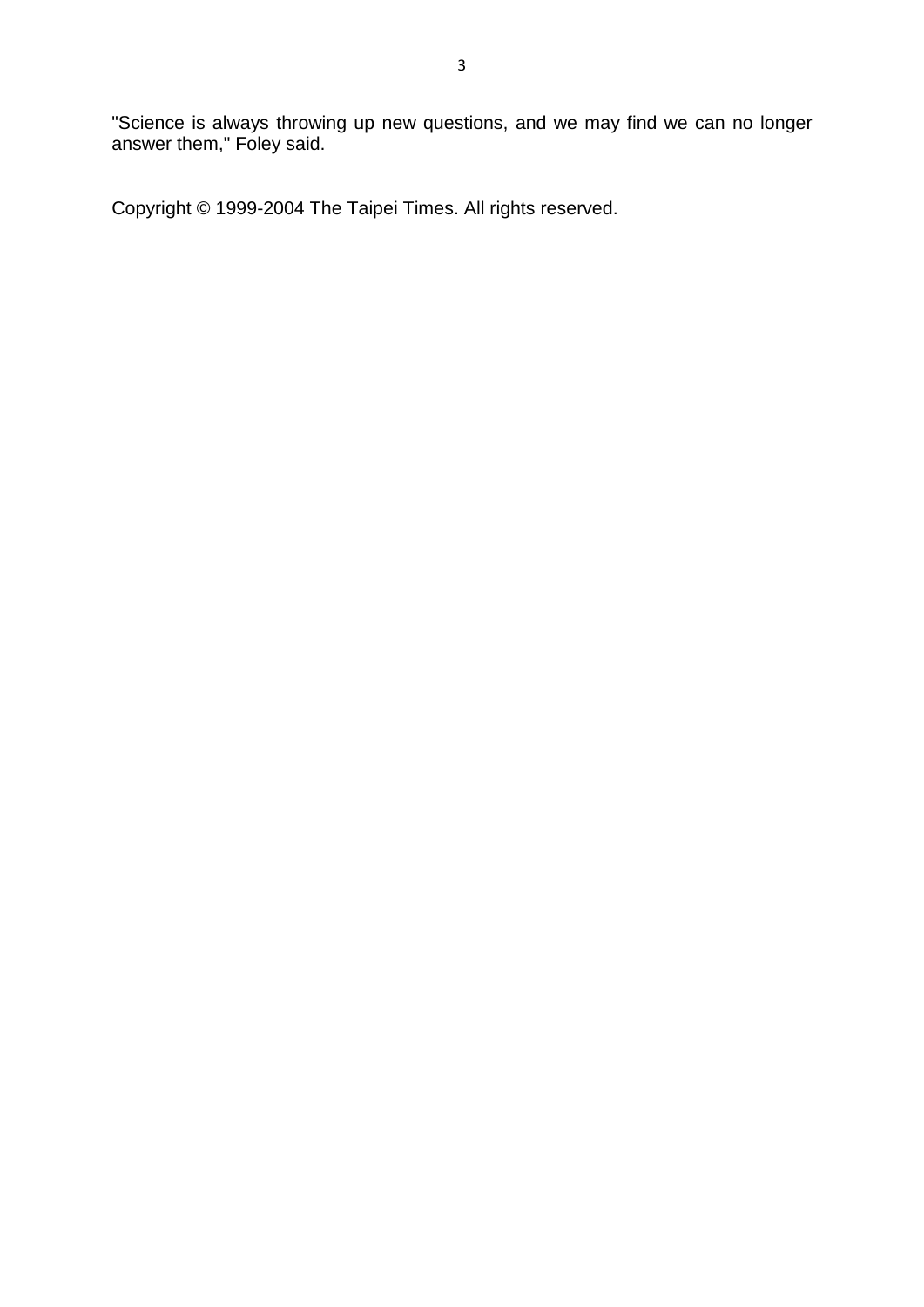"Science is always throwing up new questions, and we may find we can no longer answer them," Foley said.

Copyright © 1999-2004 The Taipei Times. All rights reserved.